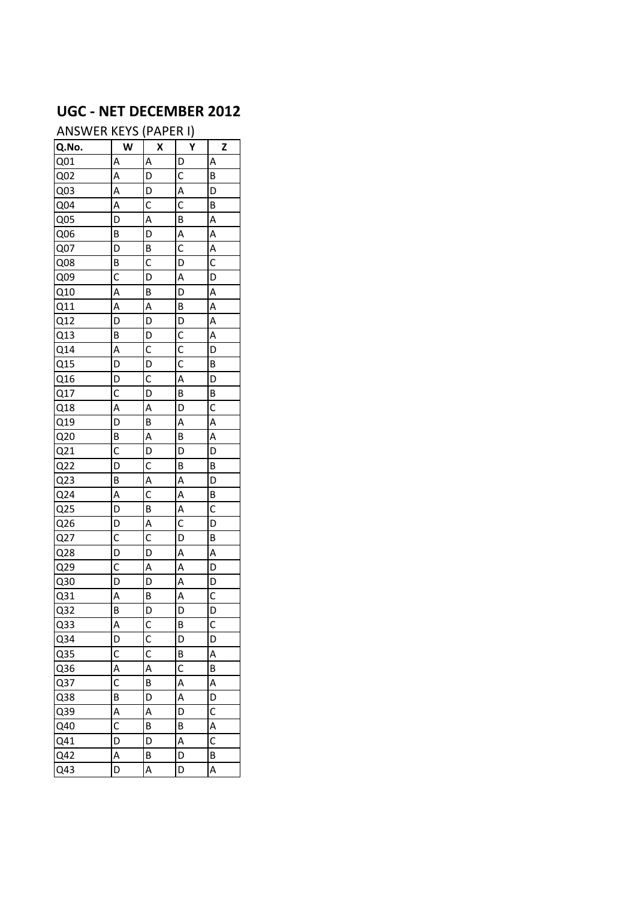# UGC - NET DECEMBER 2012

ANSWER KEYS (PAPER I)

| Q.No. | W | X | Y | Z |
|---|---|---|---|---|
| Q01 | A | A | D | A |
| Q02 | A | D | C | B |
| Q03 | A | D | A | D |
| Q04 | A | C | C | B |
| Q05 | D | A | B | A |
| Q06 | B | D | A | A |
| Q07 | D | B | C | A |
| Q08 | B | C | D | C |
| Q09 | C | D | A | D |
| Q10 | A | B | D | A |
| Q11 | A | A | B | A |
| Q12 | D | D | D | A |
| Q13 | B | D | C | A |
| Q14 | A | C | C | D |
| Q15 | D | D | C | B |
| Q16 | D | C | A | D |
| Q17 | C | D | B | B |
| Q18 | A | A | D | C |
| Q19 | D | B | A | A |
| Q20 | B | A | B | A |
| Q21 | C | D | D | D |
| Q22 | D | C | B | B |
| Q23 | B | A | A | D |
| Q24 | A | C | A | B |
| Q25 | D | B | A | C |
| Q26 | D | A | C | D |
| Q27 | C | C | D | B |
| Q28 | D | D | A | A |
| Q29 | C | A | A | D |
| Q30 | D | D | A | D |
| Q31 | A | B | A | C |
| Q32 | B | D | D | D |
| Q33 | A | C | B | C |
| Q34 | D | C | D | D |
| Q35 | C | C | B | A |
| Q36 | A | A | C | B |
| Q37 | C | B | A | A |
| Q38 | B | D | A | D |
| Q39 | A | A | D | C |
| Q40 | C | B | B | A |
| Q41 | D | D | A | C |
| Q42 | A | B | D | B |
| Q43 | D | A | D | A |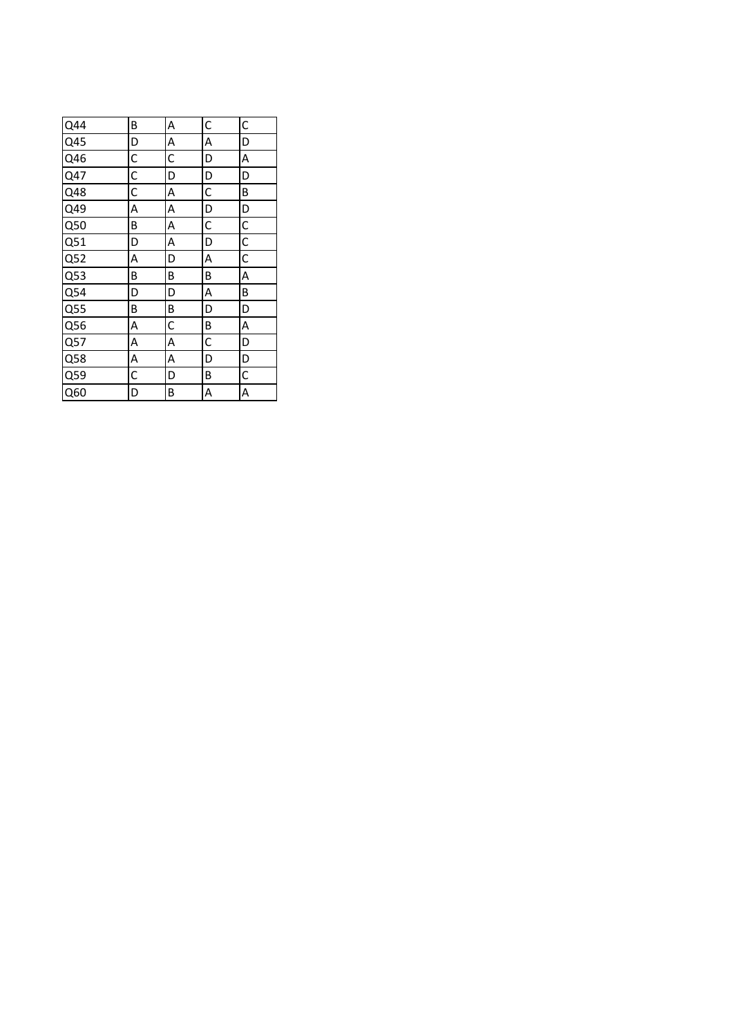| | | | | |
|---|---|---|---|---|
| Q44 | B | A | C | C |
| Q45 | D | A | A | D |
| Q46 | C | C | D | A |
| Q47 | C | D | D | D |
| Q48 | C | A | C | B |
| Q49 | A | A | D | D |
| Q50 | B | A | C | C |
| Q51 | D | A | D | C |
| Q52 | A | D | A | C |
| Q53 | B | B | B | A |
| Q54 | D | D | A | B |
| Q55 | B | B | D | D |
| Q56 | A | C | B | A |
| Q57 | A | A | C | D |
| Q58 | A | A | D | D |
| Q59 | C | D | B | C |
| Q60 | D | B | A | A |